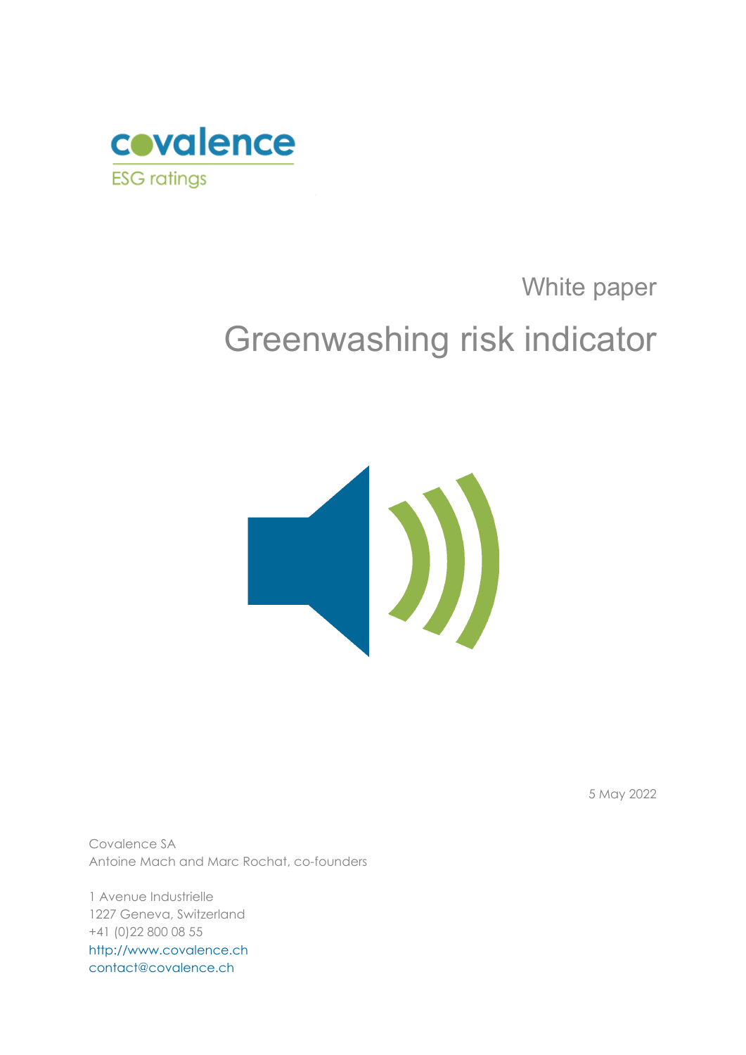covalence

ESG ratings

White paper

# Greenwashing risk indicator

5 May 2022

Covalence SA
Antoine Mach and Marc Rochat, co-founders

1 Avenue Industrielle
1227 Geneva, Switzerland
+41 (0)22 800 08 55
http://www.covalence.ch
contact@covalence.ch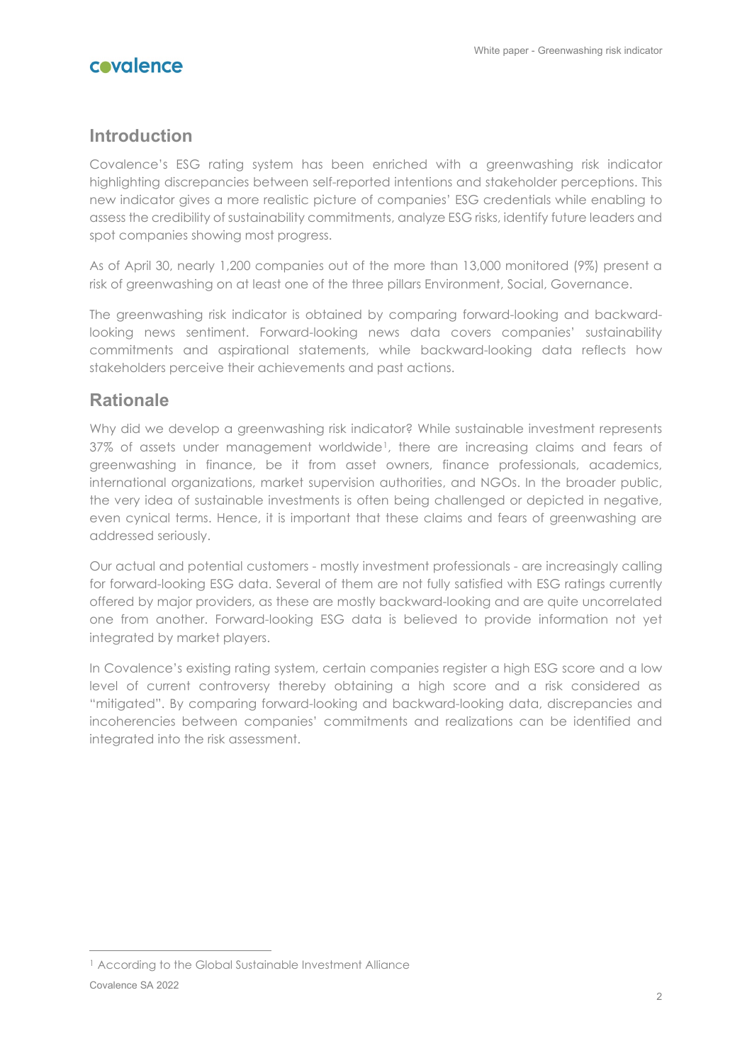## Introduction

Covalence's ESG rating system has been enriched with a greenwashing risk indicator highlighting discrepancies between self-reported intentions and stakeholder perceptions. This new indicator gives a more realistic picture of companies' ESG credentials while enabling to assess the credibility of sustainability commitments, analyze ESG risks, identify future leaders and spot companies showing most progress.

As of April 30, nearly 1,200 companies out of the more than 13,000 monitored (9%) present a risk of greenwashing on at least one of the three pillars Environment, Social, Governance.

The greenwashing risk indicator is obtained by comparing forward-looking and backward-looking news sentiment. Forward-looking news data covers companies' sustainability commitments and aspirational statements, while backward-looking data reflects how stakeholders perceive their achievements and past actions.

## Rationale

Why did we develop a greenwashing risk indicator? While sustainable investment represents 37% of assets under management worldwide[1], there are increasing claims and fears of greenwashing in finance, be it from asset owners, finance professionals, academics, international organizations, market supervision authorities, and NGOs. In the broader public, the very idea of sustainable investments is often being challenged or depicted in negative, even cynical terms. Hence, it is important that these claims and fears of greenwashing are addressed seriously.

Our actual and potential customers - mostly investment professionals - are increasingly calling for forward-looking ESG data. Several of them are not fully satisfied with ESG ratings currently offered by major providers, as these are mostly backward-looking and are quite uncorrelated one from another. Forward-looking ESG data is believed to provide information not yet integrated by market players.

In Covalence's existing rating system, certain companies register a high ESG score and a low level of current controversy thereby obtaining a high score and a risk considered as "mitigated". By comparing forward-looking and backward-looking data, discrepancies and incoherencies between companies' commitments and realizations can be identified and integrated into the risk assessment.

[1] According to the Global Sustainable Investment Alliance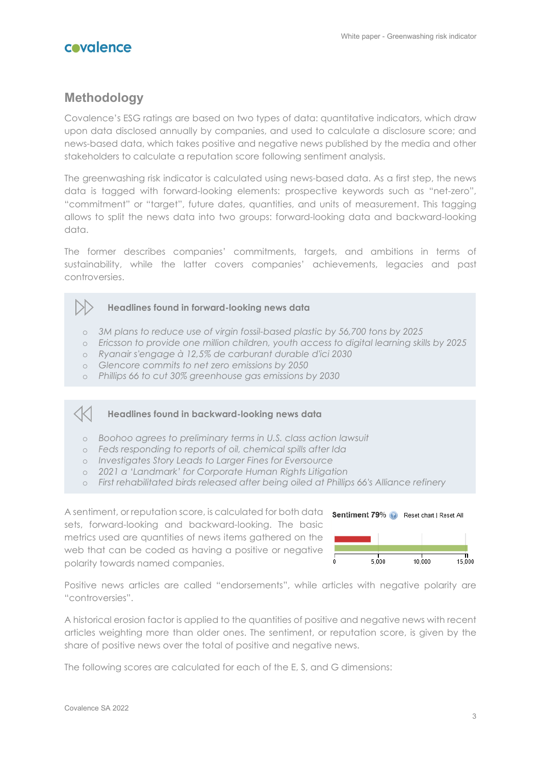## Methodology

Covalence's ESG ratings are based on two types of data: quantitative indicators, which draw upon data disclosed annually by companies, and used to calculate a disclosure score; and news-based data, which takes positive and negative news published by the media and other stakeholders to calculate a reputation score following sentiment analysis.

The greenwashing risk indicator is calculated using news-based data. As a first step, the news data is tagged with forward-looking elements: prospective keywords such as "net-zero", "commitment" or "target", future dates, quantities, and units of measurement. This tagging allows to split the news data into two groups: forward-looking data and backward-looking data.

The former describes companies' commitments, targets, and ambitions in terms of sustainability, while the latter covers companies' achievements, legacies and past controversies.

**Headlines found in forward-looking news data**

- *3M plans to reduce use of virgin fossil-based plastic by 56,700 tons by 2025*
- *Ericsson to provide one million children, youth access to digital learning skills by 2025*
- *Ryanair s'engage à 12,5% de carburant durable d'ici 2030*
- *Glencore commits to net zero emissions by 2050*
- *Phillips 66 to cut 30% greenhouse gas emissions by 2030*

**Headlines found in backward-looking news data**

- *Boohoo agrees to preliminary terms in U.S. class action lawsuit*
- *Feds responding to reports of oil, chemical spills after Ida*
- *Investigates Story Leads to Larger Fines for Eversource*
- *2021 a 'Landmark' for Corporate Human Rights Litigation*
- *First rehabilitated birds released after being oiled at Phillips 66's Alliance refinery*

A sentiment, or reputation score, is calculated for both data sets, forward-looking and backward-looking. The basic metrics used are quantities of news items gathered on the web that can be coded as having a positive or negative polarity towards named companies.

Sentiment 79% | Reset chart | Reset All

0 | 5,000 | 10,000 | 15,000

Positive news articles are called "endorsements", while articles with negative polarity are "controversies".

A historical erosion factor is applied to the quantities of positive and negative news with recent articles weighting more than older ones. The sentiment, or reputation score, is given by the share of positive news over the total of positive and negative news.

The following scores are calculated for each of the E, S, and G dimensions: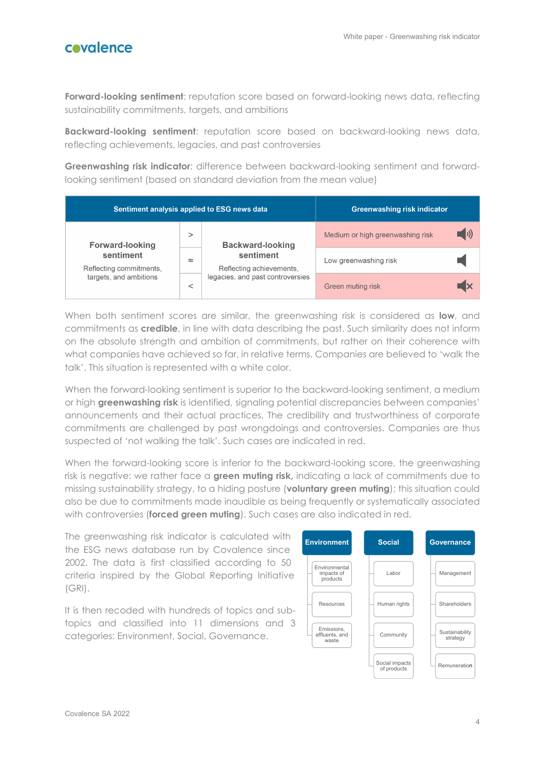**Forward-looking sentiment**: reputation score based on forward-looking news data, reflecting sustainability commitments, targets, and ambitions

**Backward-looking sentiment**: reputation score based on backward-looking news data, reflecting achievements, legacies, and past controversies

**Greenwashing risk indicator**: difference between backward-looking sentiment and forward-looking sentiment (based on standard deviation from the mean value)

| Sentiment analysis applied to ESG news data | | | Greenwashing risk indicator |
|---|---|---|---|
| **Forward-looking sentiment** Reflecting commitments, targets, and ambitions | > | **Backward-looking sentiment** Reflecting achievements, legacies, and past controversies | Medium or high greenwashing risk |
| | ≈ | | Low greenwashing risk |
| | < | | Green muting risk |

When both sentiment scores are similar, the greenwashing risk is considered as **low**, and commitments as **credible**, in line with data describing the past. Such similarity does not inform on the absolute strength and ambition of commitments, but rather on their coherence with what companies have achieved so far, in relative terms. Companies are believed to 'walk the talk'. This situation is represented with a white color.

When the forward-looking sentiment is superior to the backward-looking sentiment, a medium or high **greenwashing risk** is identified, signaling potential discrepancies between companies' announcements and their actual practices. The credibility and trustworthiness of corporate commitments are challenged by past wrongdoings and controversies. Companies are thus suspected of 'not walking the talk'. Such cases are indicated in red.

When the forward-looking score is inferior to the backward-looking score, the greenwashing risk is negative: we rather face a **green muting risk**, indicating a lack of commitments due to missing sustainability strategy, to a hiding posture (**voluntary green muting**); this situation could also be due to commitments made inaudible as being frequently or systematically associated with controversies (**forced green muting**). Such cases are also indicated in red.

The greenwashing risk indicator is calculated with the ESG news database run by Covalence since 2002. The data is first classified according to 50 criteria inspired by the Global Reporting Initiative (GRI).

It is then recoded with hundreds of topics and sub-topics and classified into 11 dimensions and 3 categories: Environment, Social, Governance.

| Environment | Social | Governance |
|---|---|---|
| Environmental impacts of products | Labor | Management |
| Resources | Human rights | Shareholders |
| Emissions, effluents, and waste | Community | Sustainability strategy |
| | Social impacts of products | Remuneration |

Covalence SA 2022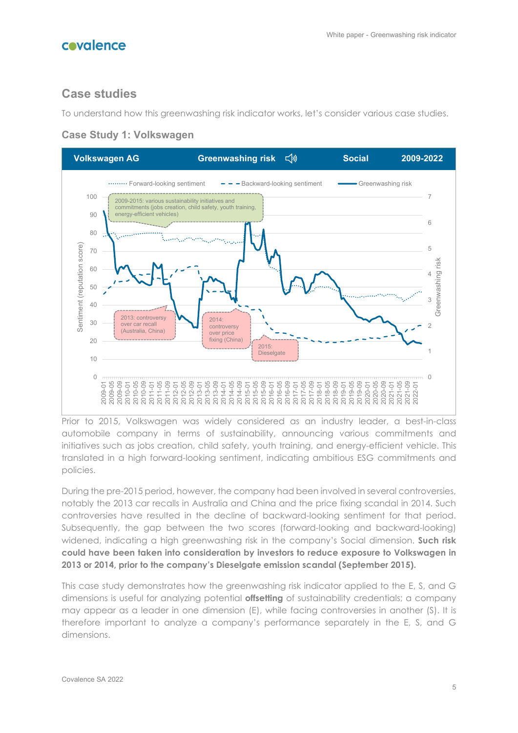## Case studies

To understand how this greenwashing risk indicator works, let's consider various case studies.

### Case Study 1: Volkswagen

Prior to 2015, Volkswagen was widely considered as an industry leader, a best-in-class automobile company in terms of sustainability, announcing various commitments and initiatives such as jobs creation, child safety, youth training, and energy-efficient vehicle. This translated in a high forward-looking sentiment, indicating ambitious ESG commitments and policies.

During the pre-2015 period, however, the company had been involved in several controversies, notably the 2013 car recalls in Australia and China and the price fixing scandal in 2014. Such controversies have resulted in the decline of backward-looking sentiment for that period. Subsequently, the gap between the two scores (forward-looking and backward-looking) widened, indicating a high greenwashing risk in the company's Social dimension. **Such risk could have been taken into consideration by investors to reduce exposure to Volkswagen in 2013 or 2014, prior to the company's Dieselgate emission scandal (September 2015).**

This case study demonstrates how the greenwashing risk indicator applied to the E, S, and G dimensions is useful for analyzing potential **offsetting** of sustainability credentials; a company may appear as a leader in one dimension (E), while facing controversies in another (S). It is therefore important to analyze a company's performance separately in the E, S, and G dimensions.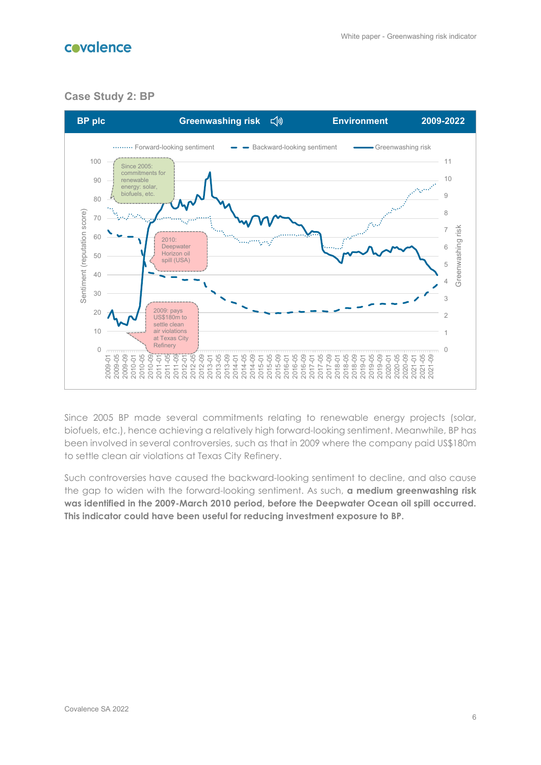## Case Study 2: BP

| BP plc | Greenwashing risk | Environment | 2009-2022 |
|---|---|---|---|

Forward-looking sentiment / Backward-looking sentiment / Greenwashing risk

Since 2005: commitments for renewable energy: solar, biofuels, etc.

2010: Deepwater Horizon oil spill (USA)

2009: pays US$180m to settle clean air violations at Texas City Refinery

Since 2005 BP made several commitments relating to renewable energy projects (solar, biofuels, etc.), hence achieving a relatively high forward-looking sentiment. Meanwhile, BP has been involved in several controversies, such as that in 2009 where the company paid US$180m to settle clean air violations at Texas City Refinery.

Such controversies have caused the backward-looking sentiment to decline, and also cause the gap to widen with the forward-looking sentiment. As such, **a medium greenwashing risk was identified in the 2009-March 2010 period, before the Deepwater Ocean oil spill occurred. This indicator could have been useful for reducing investment exposure to BP.**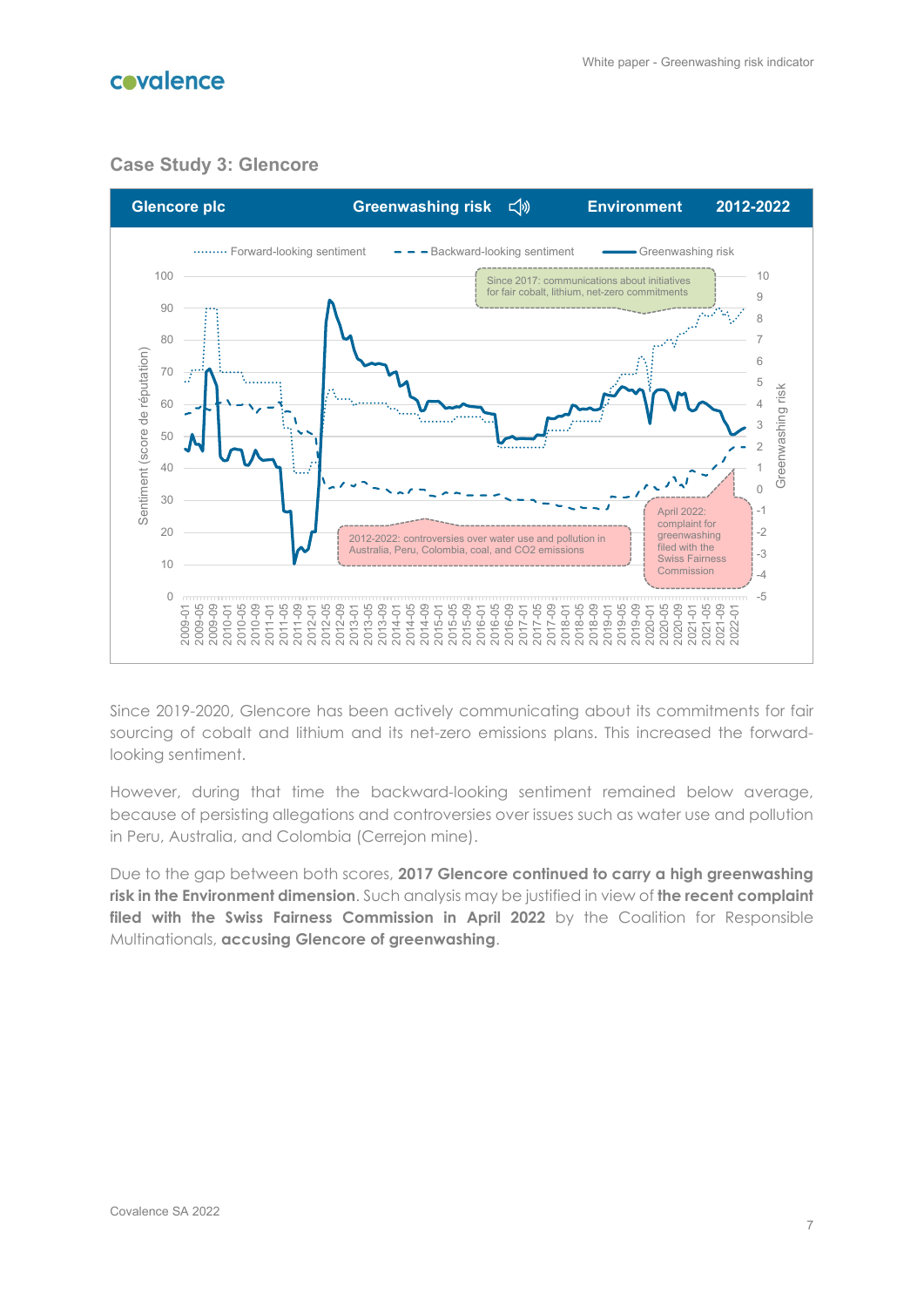## Case Study 3: Glencore

Glencore plc | Greenwashing risk | Environment | 2012-2022

Forward-looking sentiment · Backward-looking sentiment · Greenwashing risk

Since 2017: communications about initiatives for fair cobalt, lithium, net-zero commitments

2012-2022: controversies over water use and pollution in Australia, Peru, Colombia, coal, and CO2 emissions

April 2022: complaint for greenwashing filed with the Swiss Fairness Commission

Since 2019-2020, Glencore has been actively communicating about its commitments for fair sourcing of cobalt and lithium and its net-zero emissions plans. This increased the forward-looking sentiment.

However, during that time the backward-looking sentiment remained below average, because of persisting allegations and controversies over issues such as water use and pollution in Peru, Australia, and Colombia (Cerrejon mine).

Due to the gap between both scores, **2017 Glencore continued to carry a high greenwashing risk in the Environment dimension**. Such analysis may be justified in view of **the recent complaint filed with the Swiss Fairness Commission in April 2022** by the Coalition for Responsible Multinationals, **accusing Glencore of greenwashing**.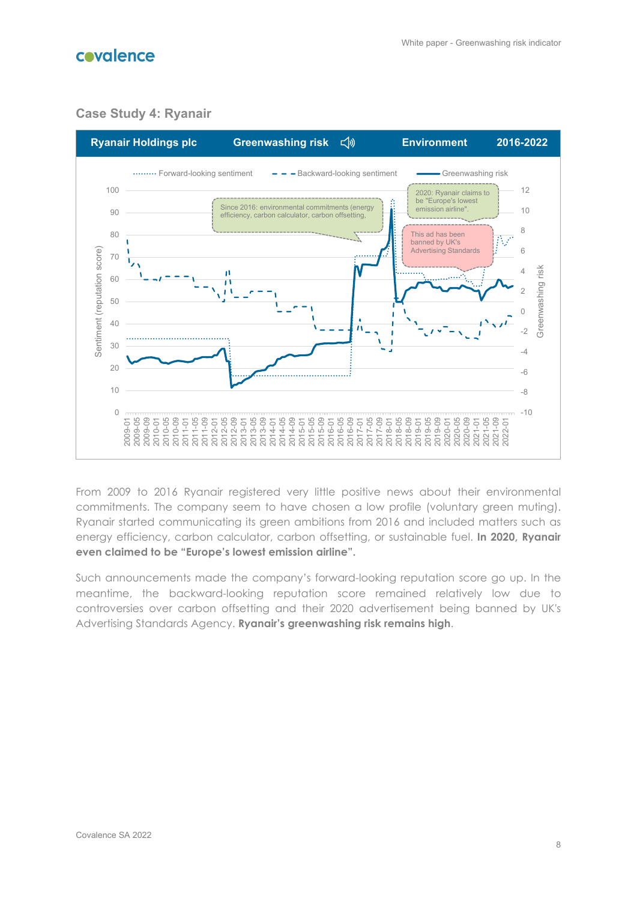## Case Study 4: Ryanair

| Ryanair Holdings plc | Greenwashing risk | Environment | 2016-2022 |
|---|---|---|---|

From 2009 to 2016 Ryanair registered very little positive news about their environmental commitments. The company seem to have chosen a low profile (voluntary green muting). Ryanair started communicating its green ambitions from 2016 and included matters such as energy efficiency, carbon calculator, carbon offsetting, or sustainable fuel. **In 2020, Ryanair even claimed to be "Europe's lowest emission airline".**

Such announcements made the company's forward-looking reputation score go up. In the meantime, the backward-looking reputation score remained relatively low due to controversies over carbon offsetting and their 2020 advertisement being banned by UK's Advertising Standards Agency. **Ryanair's greenwashing risk remains high**.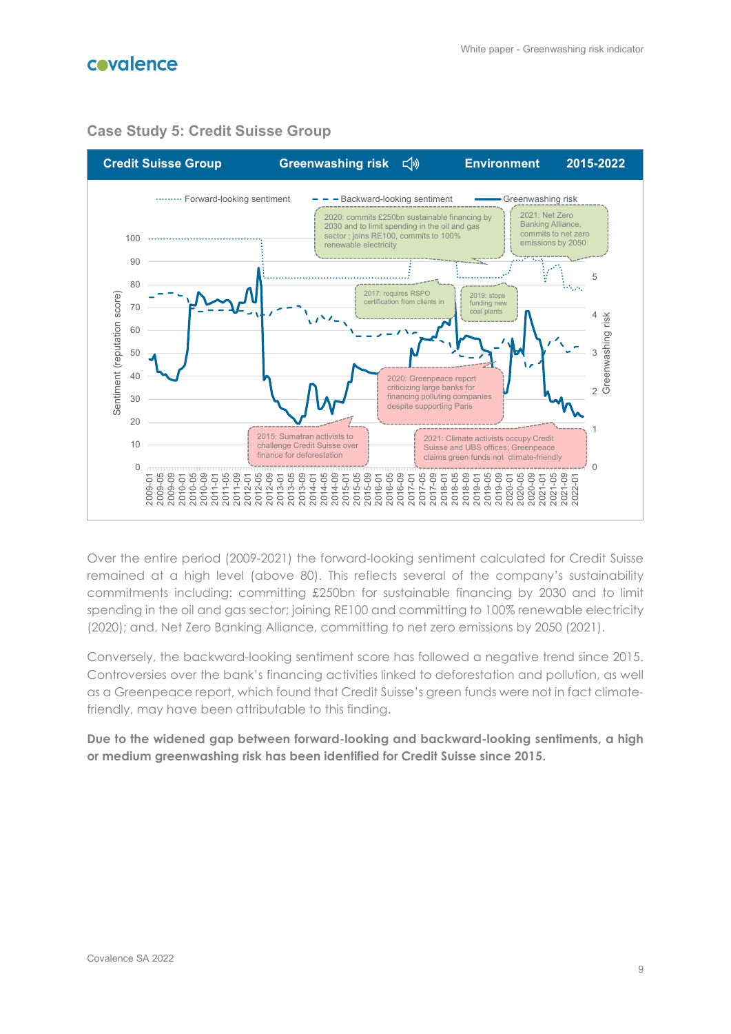### Case Study 5: Credit Suisse Group

**Credit Suisse Group** | **Greenwashing risk** | **Environment** | **2015-2022**

Forward-looking sentiment · Backward-looking sentiment · Greenwashing risk

2020: commits £250bn sustainable financing by 2030 and to limit spending in the oil and gas sector ; joins RE100, commits to 100% renewable electricity

2021: Net Zero Banking Alliance, commits to net zero emissions by 2050

2017: requires RSPO certification from clients in

2019: stops funding new coal plants

2020: Greenpeace report criticizing large banks for financing polluting companies despite supporting Paris

2015: Sumatran activists to challenge Credit Suisse over finance for deforestation

2021: Climate activists occupy Credit Suisse and UBS offices; Greenpeace claims green funds not climate-friendly

Over the entire period (2009-2021) the forward-looking sentiment calculated for Credit Suisse remained at a high level (above 80). This reflects several of the company's sustainability commitments including: committing £250bn for sustainable financing by 2030 and to limit spending in the oil and gas sector; joining RE100 and committing to 100% renewable electricity (2020); and, Net Zero Banking Alliance, committing to net zero emissions by 2050 (2021).

Conversely, the backward-looking sentiment score has followed a negative trend since 2015. Controversies over the bank's financing activities linked to deforestation and pollution, as well as a Greenpeace report, which found that Credit Suisse's green funds were not in fact climate-friendly, may have been attributable to this finding.

**Due to the widened gap between forward-looking and backward-looking sentiments, a high or medium greenwashing risk has been identified for Credit Suisse since 2015.**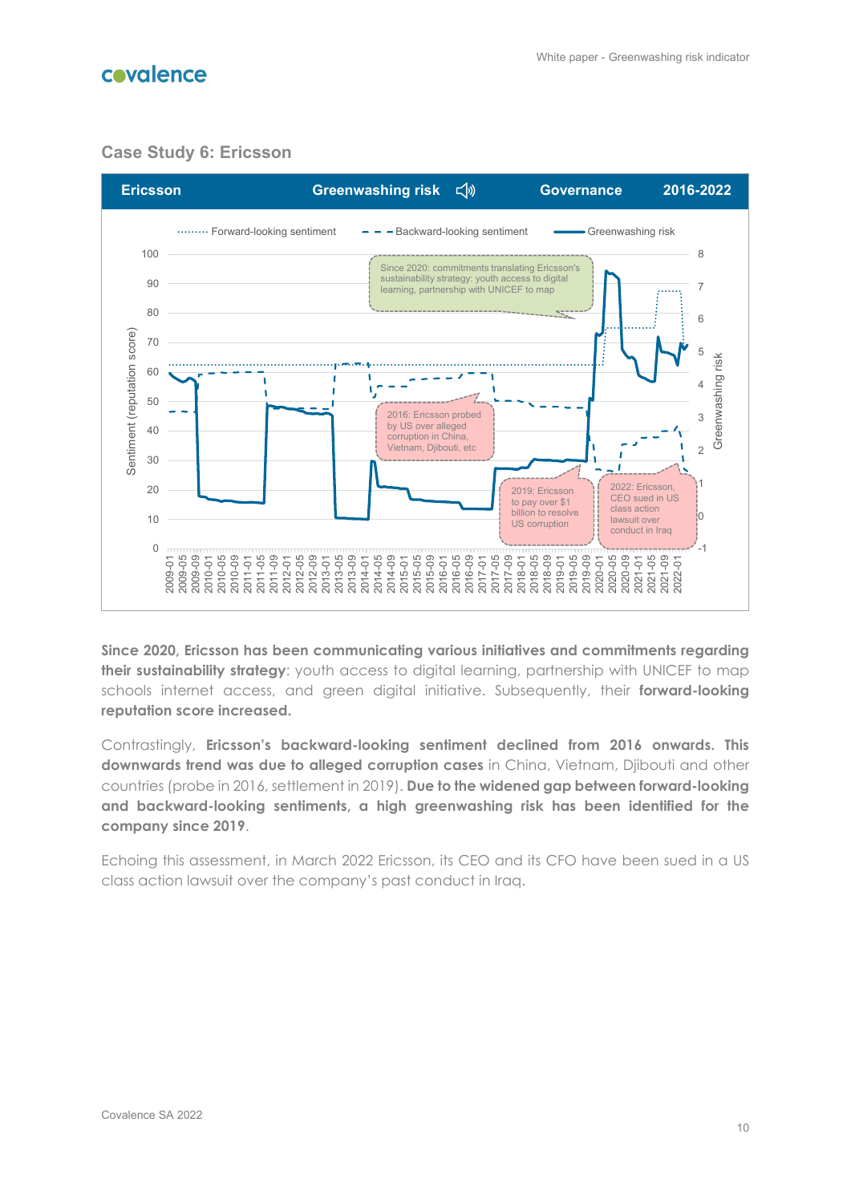## Case Study 6: Ericsson

| Ericsson | Greenwashing risk | Governance | 2016-2022 |
|---|---|---|---|

**Since 2020, Ericsson has been communicating various initiatives and commitments regarding their sustainability strategy**: youth access to digital learning, partnership with UNICEF to map schools internet access, and green digital initiative. Subsequently, their **forward-looking reputation score increased.**

Contrastingly, **Ericsson's backward-looking sentiment declined from 2016 onwards. This downwards trend was due to alleged corruption cases** in China, Vietnam, Djibouti and other countries (probe in 2016, settlement in 2019). **Due to the widened gap between forward-looking and backward-looking sentiments, a high greenwashing risk has been identified for the company since 2019**.

Echoing this assessment, in March 2022 Ericsson, its CEO and its CFO have been sued in a US class action lawsuit over the company's past conduct in Iraq.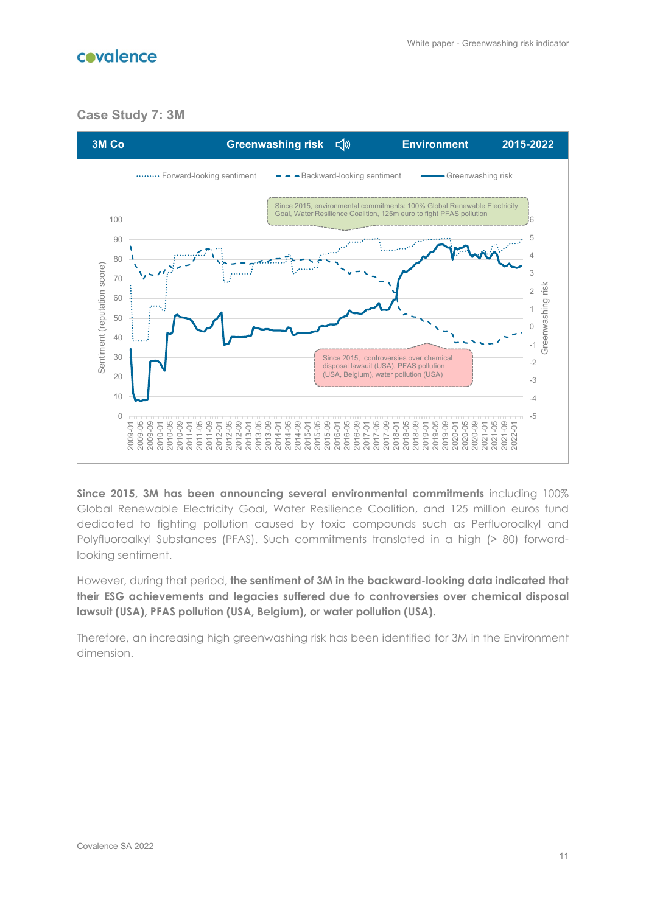## Case Study 7: 3M

| 3M Co | Greenwashing risk | Environment | 2015-2022 |
|---|---|---|---|

Forward-looking sentiment · Backward-looking sentiment · Greenwashing risk

Since 2015, environmental commitments: 100% Global Renewable Electricity Goal, Water Resilience Coalition, 125m euro to fight PFAS pollution

Since 2015, controversies over chemical disposal lawsuit (USA), PFAS pollution (USA, Belgium), water pollution (USA)

**Since 2015, 3M has been announcing several environmental commitments** including 100% Global Renewable Electricity Goal, Water Resilience Coalition, and 125 million euros fund dedicated to fighting pollution caused by toxic compounds such as Perfluoroalkyl and Polyfluoroalkyl Substances (PFAS). Such commitments translated in a high (> 80) forward-looking sentiment.

However, during that period, **the sentiment of 3M in the backward-looking data indicated that their ESG achievements and legacies suffered due to controversies over chemical disposal lawsuit (USA), PFAS pollution (USA, Belgium), or water pollution (USA).**

Therefore, an increasing high greenwashing risk has been identified for 3M in the Environment dimension.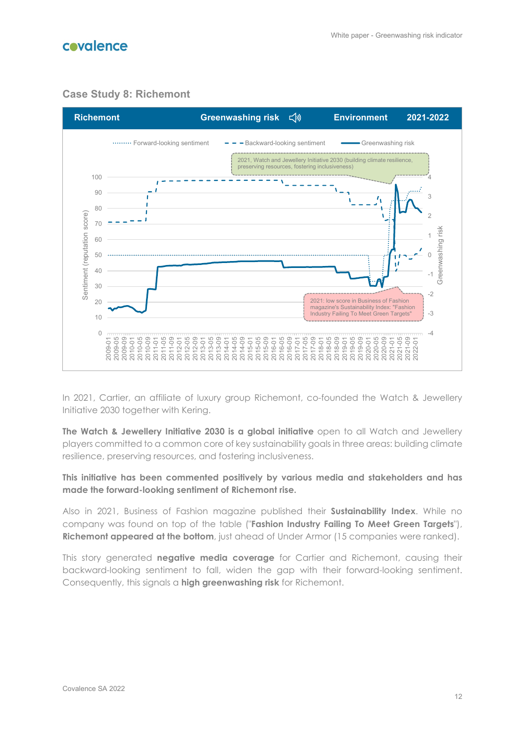## Case Study 8: Richemont

| Richemont | Greenwashing risk | Environment | 2021-2022 |
|---|---|---|---|

In 2021, Cartier, an affiliate of luxury group Richemont, co-founded the Watch & Jewellery Initiative 2030 together with Kering.

**The Watch & Jewellery Initiative 2030 is a global initiative** open to all Watch and Jewellery players committed to a common core of key sustainability goals in three areas: building climate resilience, preserving resources, and fostering inclusiveness.

**This initiative has been commented positively by various media and stakeholders and has made the forward-looking sentiment of Richemont rise.**

Also in 2021, Business of Fashion magazine published their **Sustainability Index**. While no company was found on top of the table ("**Fashion Industry Failing To Meet Green Targets**"), **Richemont appeared at the bottom**, just ahead of Under Armor (15 companies were ranked).

This story generated **negative media coverage** for Cartier and Richemont, causing their backward-looking sentiment to fall, widen the gap with their forward-looking sentiment. Consequently, this signals a **high greenwashing risk** for Richemont.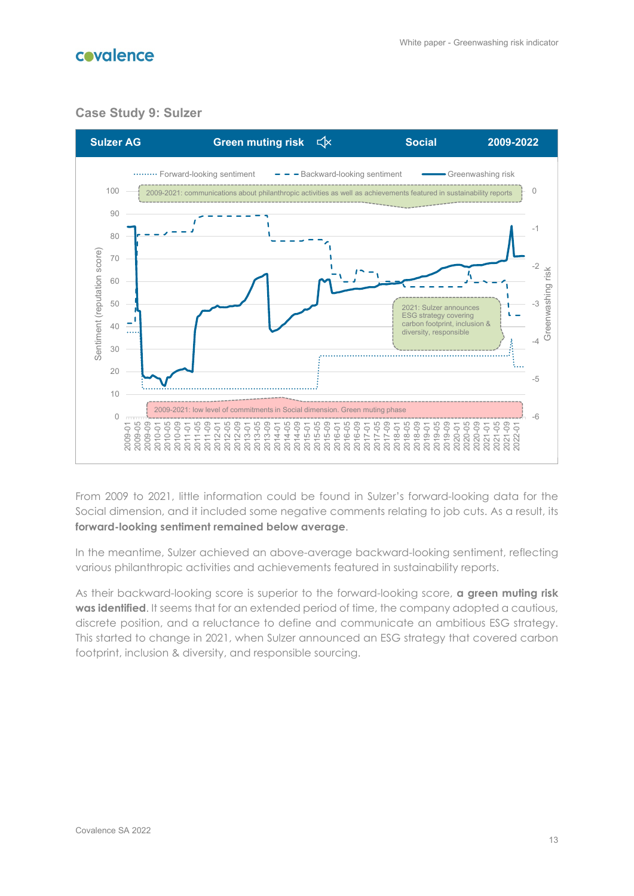## Case Study 9: Sulzer

| Sulzer AG | Green muting risk | Social | 2009-2022 |
| --- | --- | --- | --- |

Forward-looking sentiment · Backward-looking sentiment · Greenwashing risk

2009-2021: communications about philanthropic activities as well as achievements featured in sustainability reports

2021: Sulzer announces ESG strategy covering carbon footprint, inclusion & diversity, responsible

2009-2021: low level of commitments in Social dimension. Green muting phase

From 2009 to 2021, little information could be found in Sulzer's forward-looking data for the Social dimension, and it included some negative comments relating to job cuts. As a result, its **forward-looking sentiment remained below average**.

In the meantime, Sulzer achieved an above-average backward-looking sentiment, reflecting various philanthropic activities and achievements featured in sustainability reports.

As their backward-looking score is superior to the forward-looking score, **a green muting risk was identified**. It seems that for an extended period of time, the company adopted a cautious, discrete position, and a reluctance to define and communicate an ambitious ESG strategy. This started to change in 2021, when Sulzer announced an ESG strategy that covered carbon footprint, inclusion & diversity, and responsible sourcing.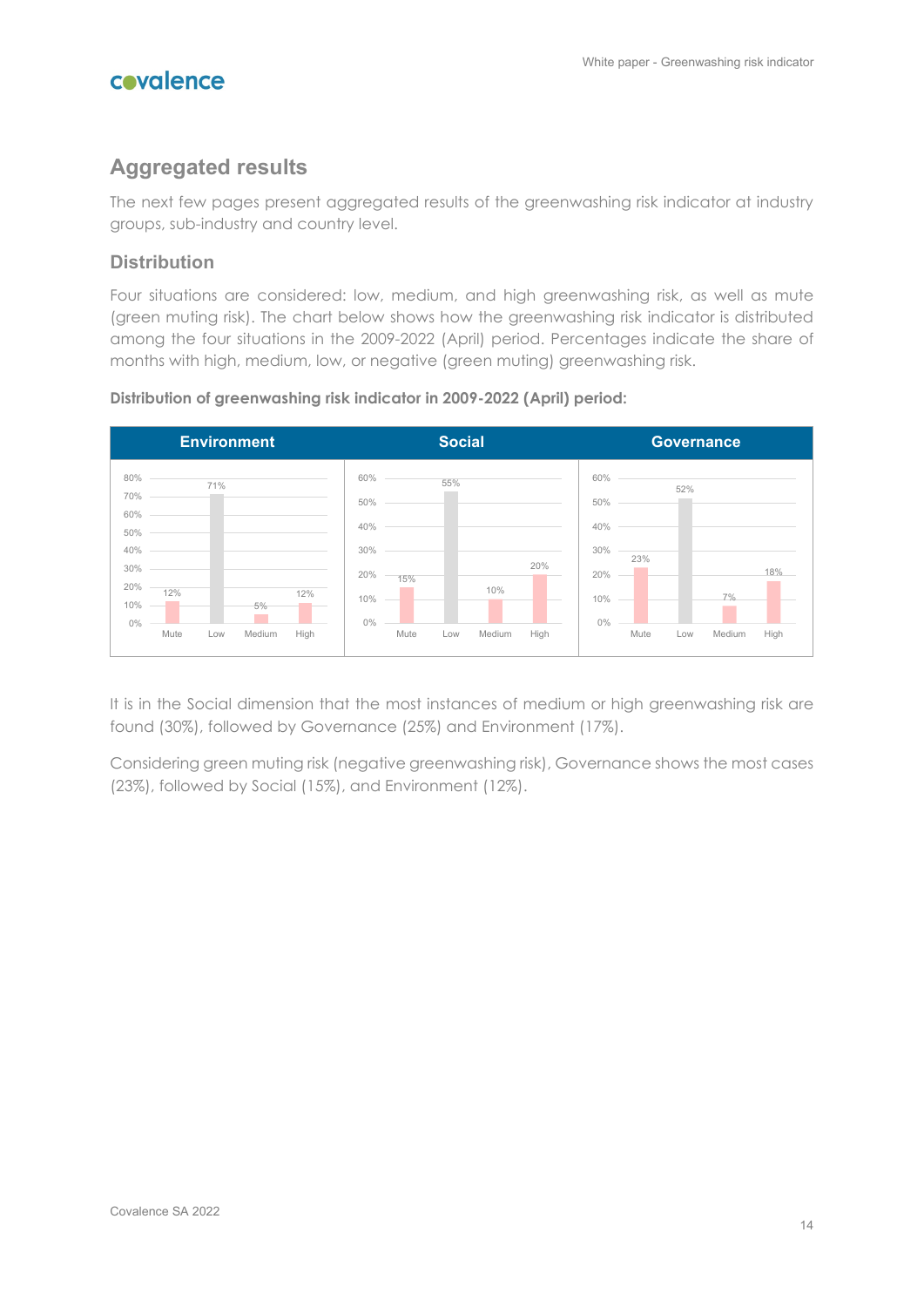## Aggregated results

The next few pages present aggregated results of the greenwashing risk indicator at industry groups, sub-industry and country level.

### Distribution

Four situations are considered: low, medium, and high greenwashing risk, as well as mute (green muting risk). The chart below shows how the greenwashing risk indicator is distributed among the four situations in the 2009-2022 (April) period. Percentages indicate the share of months with high, medium, low, or negative (green muting) greenwashing risk.

**Distribution of greenwashing risk indicator in 2009-2022 (April) period:**

| | Mute | Low | Medium | High |
|---|---|---|---|---|
| Environment | 12% | 71% | 5% | 12% |
| Social | 15% | 55% | 10% | 20% |
| Governance | 23% | 52% | 7% | 18% |

It is in the Social dimension that the most instances of medium or high greenwashing risk are found (30%), followed by Governance (25%) and Environment (17%).

Considering green muting risk (negative greenwashing risk), Governance shows the most cases (23%), followed by Social (15%), and Environment (12%).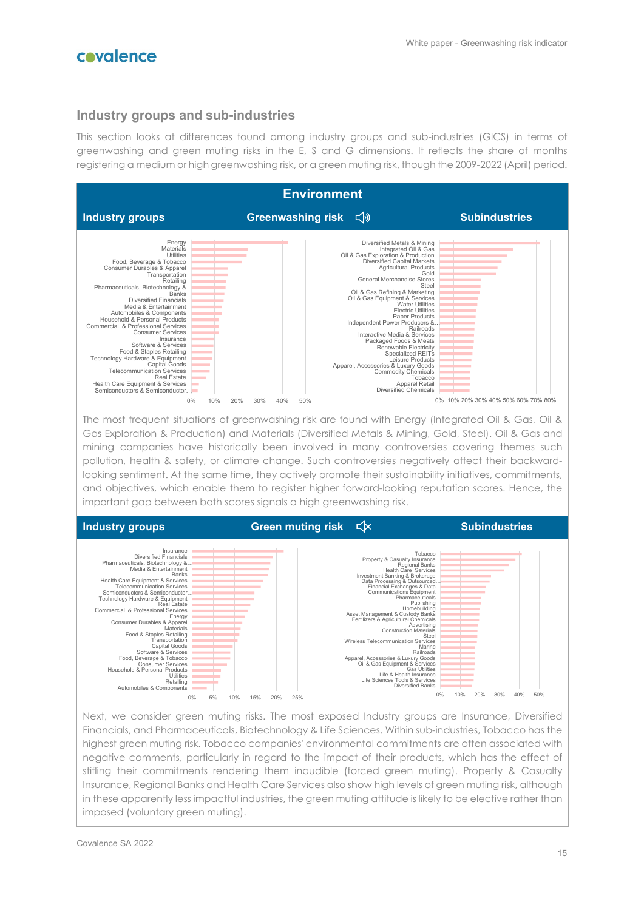## Industry groups and sub-industries

This section looks at differences found among industry groups and sub-industries (GICS) in terms of greenwashing and green muting risks in the E, S and G dimensions. It reflects the share of months registering a medium or high greenwashing risk, or a green muting risk, though the 2009-2022 (April) period.

### Environment

**Industry groups** — **Greenwashing risk** — **Subindustries**

Industry groups: Energy, Materials, Utilities, Food, Beverage & Tobacco, Consumer Durables & Apparel, Transportation, Retailing, Pharmaceuticals, Biotechnology &..., Banks, Diversified Financials, Media & Entertainment, Automobiles & Components, Household & Personal Products, Commercial & Professional Services, Consumer Services, Insurance, Software & Services, Food & Staples Retailing, Technology Hardware & Equipment, Capital Goods, Telecommunication Services, Real Estate, Health Care Equipment & Services, Semiconductors & Semiconductor...

Subindustries: Diversified Metals & Mining, Integrated Oil & Gas, Oil & Gas Exploration & Production, Diversified Capital Markets, Agricultural Products, Gold, General Merchandise Stores, Steel, Oil & Gas Refining & Marketing, Oil & Gas Equipment & Services, Water Utilities, Electric Utilities, Paper Products, Independent Power Producers &..., Railroads, Interactive Media & Services, Packaged Foods & Meats, Renewable Electricity, Specialized REITs, Leisure Products, Apparel, Accessories & Luxury Goods, Commodity Chemicals, Tobacco, Apparel Retail, Diversified Chemicals

The most frequent situations of greenwashing risk are found with Energy (Integrated Oil & Gas, Oil & Gas Exploration & Production) and Materials (Diversified Metals & Mining, Gold, Steel). Oil & Gas and mining companies have historically been involved in many controversies covering themes such pollution, health & safety, or climate change. Such controversies negatively affect their backward-looking sentiment. At the same time, they actively promote their sustainability initiatives, commitments, and objectives, which enable them to register higher forward-looking reputation scores. Hence, the important gap between both scores signals a high greenwashing risk.

**Industry groups** — **Green muting risk** — **Subindustries**

Industry groups: Insurance, Diversified Financials, Pharmaceuticals, Biotechnology &..., Media & Entertainment, Banks, Health Care Equipment & Services, Telecommunication Services, Semiconductors & Semiconductor..., Technology Hardware & Equipment, Real Estate, Commercial & Professional Services, Energy, Consumer Durables & Apparel, Materials, Food & Staples Retailing, Transportation, Capital Goods, Software & Services, Food, Beverage & Tobacco, Consumer Services, Household & Personal Products, Utilities, Retailing, Automobiles & Components

Subindustries: Tobacco, Property & Casualty Insurance, Regional Banks, Health Care Services, Investment Banking & Brokerage, Data Processing & Outsourced..., Financial Exchanges & Data, Communications Equipment, Pharmaceuticals, Publishing, Homebuilding, Asset Management & Custody Banks, Fertilizers & Agricultural Chemicals, Advertising, Construction Materials, Steel, Wireless Telecommunication Services, Marine, Railroads, Apparel, Accessories & Luxury Goods, Oil & Gas Equipment & Services, Gas Utilities, Life & Health Insurance, Life Sciences Tools & Services, Diversified Banks

Next, we consider green muting risks. The most exposed Industry groups are Insurance, Diversified Financials, and Pharmaceuticals, Biotechnology & Life Sciences. Within sub-industries, Tobacco has the highest green muting risk. Tobacco companies' environmental commitments are often associated with negative comments, particularly in regard to the impact of their products, which has the effect of stifling their commitments rendering them inaudible (forced green muting). Property & Casualty Insurance, Regional Banks and Health Care Services also show high levels of green muting risk, although in these apparently less impactful industries, the green muting attitude is likely to be elective rather than imposed (voluntary green muting).

Covalence SA 2022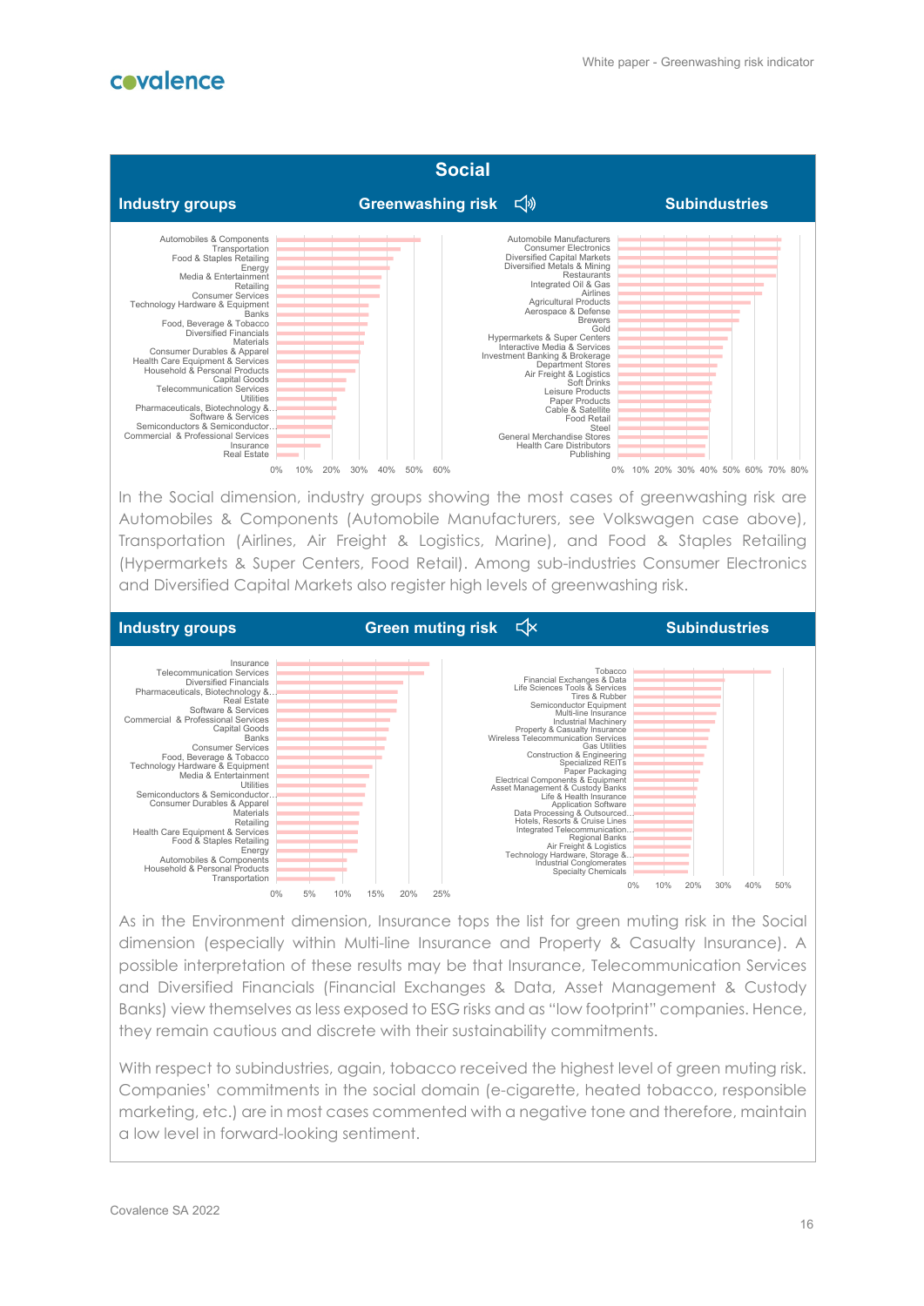## Social

| Industry groups | Greenwashing risk | Subindustries |
|---|---|---|

Industry groups (Greenwashing risk): Automobiles & Components, Transportation, Food & Staples Retailing, Energy, Media & Entertainment, Retailing, Consumer Services, Technology Hardware & Equipment, Banks, Food, Beverage & Tobacco, Diversified Financials, Materials, Consumer Durables & Apparel, Health Care Equipment & Services, Household & Personal Products, Capital Goods, Telecommunication Services, Utilities, Pharmaceuticals, Biotechnology &..., Software & Services, Semiconductors & Semiconductor..., Commercial & Professional Services, Insurance, Real Estate

Subindustries (Greenwashing risk): Automobile Manufacturers, Consumer Electronics, Diversified Capital Markets, Diversified Metals & Mining, Restaurants, Integrated Oil & Gas, Airlines, Agricultural Products, Aerospace & Defense, Brewers, Gold, Hypermarkets & Super Centers, Interactive Media & Services, Investment Banking & Brokerage, Department Stores, Air Freight & Logistics, Soft Drinks, Leisure Products, Paper Products, Cable & Satellite, Food Retail, Steel, General Merchandise Stores, Health Care Distributors, Publishing

In the Social dimension, industry groups showing the most cases of greenwashing risk are Automobiles & Components (Automobile Manufacturers, see Volkswagen case above), Transportation (Airlines, Air Freight & Logistics, Marine), and Food & Staples Retailing (Hypermarkets & Super Centers, Food Retail). Among sub-industries Consumer Electronics and Diversified Capital Markets also register high levels of greenwashing risk.

| Industry groups | Green muting risk | Subindustries |
|---|---|---|

Industry groups (Green muting risk): Insurance, Telecommunication Services, Diversified Financials, Pharmaceuticals, Biotechnology &..., Real Estate, Software & Services, Commercial & Professional Services, Capital Goods, Banks, Consumer Services, Food, Beverage & Tobacco, Technology Hardware & Equipment, Media & Entertainment, Utilities, Semiconductors & Semiconductor..., Consumer Durables & Apparel, Materials, Retailing, Health Care Equipment & Services, Food & Staples Retailing, Energy, Automobiles & Components, Household & Personal Products, Transportation

Subindustries (Green muting risk): Tobacco, Financial Exchanges & Data, Life Sciences Tools & Services, Tires & Rubber, Semiconductor Equipment, Multi-line Insurance, Industrial Machinery, Property & Casualty Insurance, Wireless Telecommunication Services, Gas Utilities, Construction & Engineering, Specialized REITs, Paper Packaging, Electrical Components & Equipment, Asset Management & Custody Banks, Life & Health Insurance, Application Software, Data Processing & Outsourced..., Hotels, Resorts & Cruise Lines, Integrated Telecommunication..., Regional Banks, Air Freight & Logistics, Technology Hardware, Storage &..., Industrial Conglomerates, Specialty Chemicals

As in the Environment dimension, Insurance tops the list for green muting risk in the Social dimension (especially within Multi-line Insurance and Property & Casualty Insurance). A possible interpretation of these results may be that Insurance, Telecommunication Services and Diversified Financials (Financial Exchanges & Data, Asset Management & Custody Banks) view themselves as less exposed to ESG risks and as "low footprint" companies. Hence, they remain cautious and discrete with their sustainability commitments.

With respect to subindustries, again, tobacco received the highest level of green muting risk. Companies' commitments in the social domain (e-cigarette, heated tobacco, responsible marketing, etc.) are in most cases commented with a negative tone and therefore, maintain a low level in forward-looking sentiment.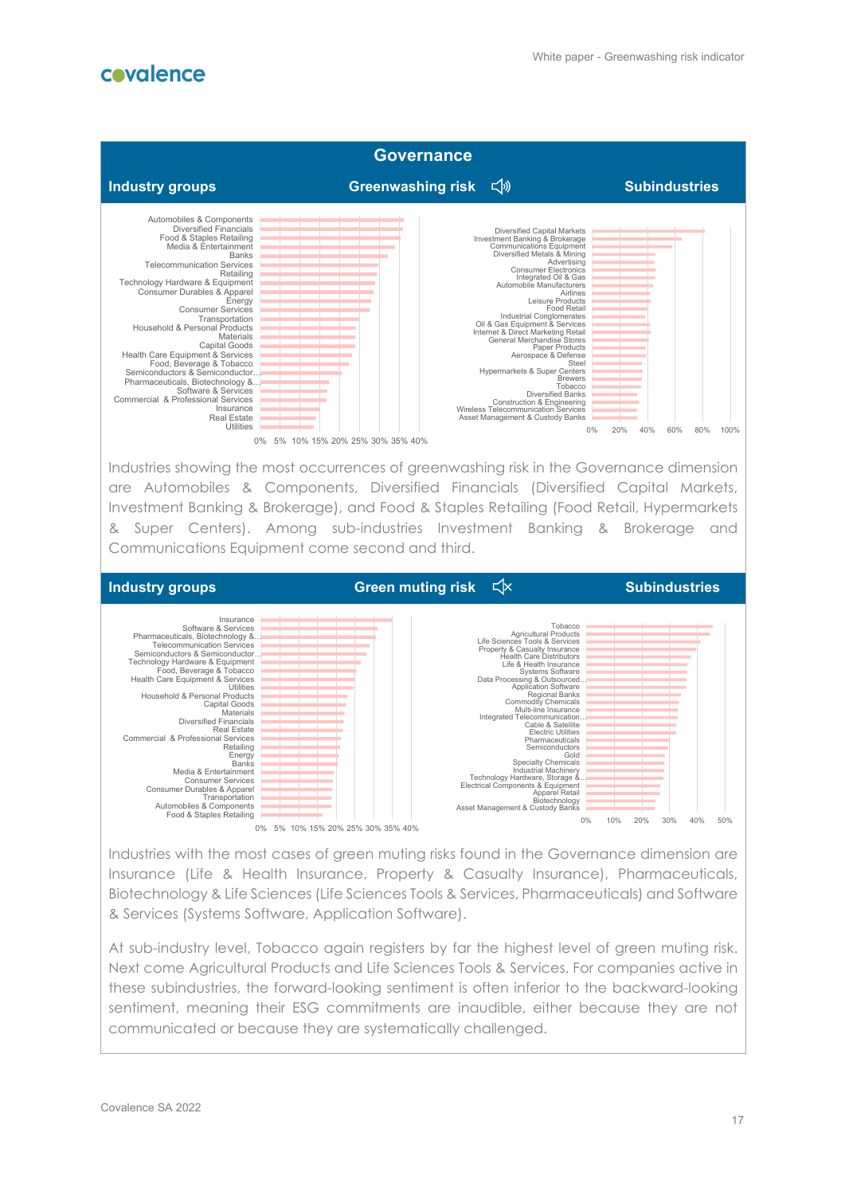## Governance

**Industry groups** | **Greenwashing risk** | **Subindustries**

Automobiles & Components
Diversified Financials
Food & Staples Retailing
Media & Entertainment
Banks
Telecommunication Services
Retailing
Technology Hardware & Equipment
Consumer Durables & Apparel
Energy
Consumer Services
Transportation
Household & Personal Products
Materials
Capital Goods
Health Care Equipment & Services
Food, Beverage & Tobacco
Semiconductors & Semiconductor…
Pharmaceuticals, Biotechnology &…
Software & Services
Commercial & Professional Services
Insurance
Real Estate
Utilities

0% 5% 10% 15% 20% 25% 30% 35% 40%

Diversified Capital Markets
Investment Banking & Brokerage
Communications Equipment
Diversified Metals & Mining
Advertising
Consumer Electronics
Integrated Oil & Gas
Automobile Manufacturers
Airlines
Leisure Products
Food Retail
Industrial Conglomerates
Oil & Gas Equipment & Services
Internet & Direct Marketing Retail
General Merchandise Stores
Paper Products
Aerospace & Defense
Steel
Hypermarkets & Super Centers
Brewers
Tobacco
Diversified Banks
Construction & Engineering
Wireless Telecommunication Services
Asset Management & Custody Banks

0% 20% 40% 60% 80% 100%

Industries showing the most occurrences of greenwashing risk in the Governance dimension are Automobiles & Components, Diversified Financials (Diversified Capital Markets, Investment Banking & Brokerage), and Food & Staples Retailing (Food Retail, Hypermarkets & Super Centers). Among sub-industries Investment Banking & Brokerage and Communications Equipment come second and third.

**Industry groups** | **Green muting risk** | **Subindustries**

Insurance
Software & Services
Pharmaceuticals, Biotechnology &…
Telecommunication Services
Semiconductors & Semiconductor…
Technology Hardware & Equipment
Food, Beverage & Tobacco
Health Care Equipment & Services
Utilities
Household & Personal Products
Capital Goods
Materials
Diversified Financials
Real Estate
Commercial & Professional Services
Retailing
Energy
Banks
Media & Entertainment
Consumer Services
Consumer Durables & Apparel
Transportation
Automobiles & Components
Food & Staples Retailing

0% 5% 10% 15% 20% 25% 30% 35% 40%

Tobacco
Agricultural Products
Life Sciences Tools & Services
Property & Casualty Insurance
Health Care Distributors
Life & Health Insurance
Systems Software
Data Processing & Outsourced…
Application Software
Regional Banks
Commodity Chemicals
Multi-line Insurance
Integrated Telecommunication…
Cable & Satellite
Electric Utilities
Pharmaceuticals
Semiconductors
Gold
Specialty Chemicals
Industrial Machinery
Technology Hardware, Storage &…
Electrical Components & Equipment
Apparel Retail
Biotechnology
Asset Management & Custody Banks

0% 10% 20% 30% 40% 50%

Industries with the most cases of green muting risks found in the Governance dimension are Insurance (Life & Health Insurance, Property & Casualty Insurance), Pharmaceuticals, Biotechnology & Life Sciences (Life Sciences Tools & Services, Pharmaceuticals) and Software & Services (Systems Software, Application Software).

At sub-industry level, Tobacco again registers by far the highest level of green muting risk. Next come Agricultural Products and Life Sciences Tools & Services. For companies active in these subindustries, the forward-looking sentiment is often inferior to the backward-looking sentiment, meaning their ESG commitments are inaudible, either because they are not communicated or because they are systematically challenged.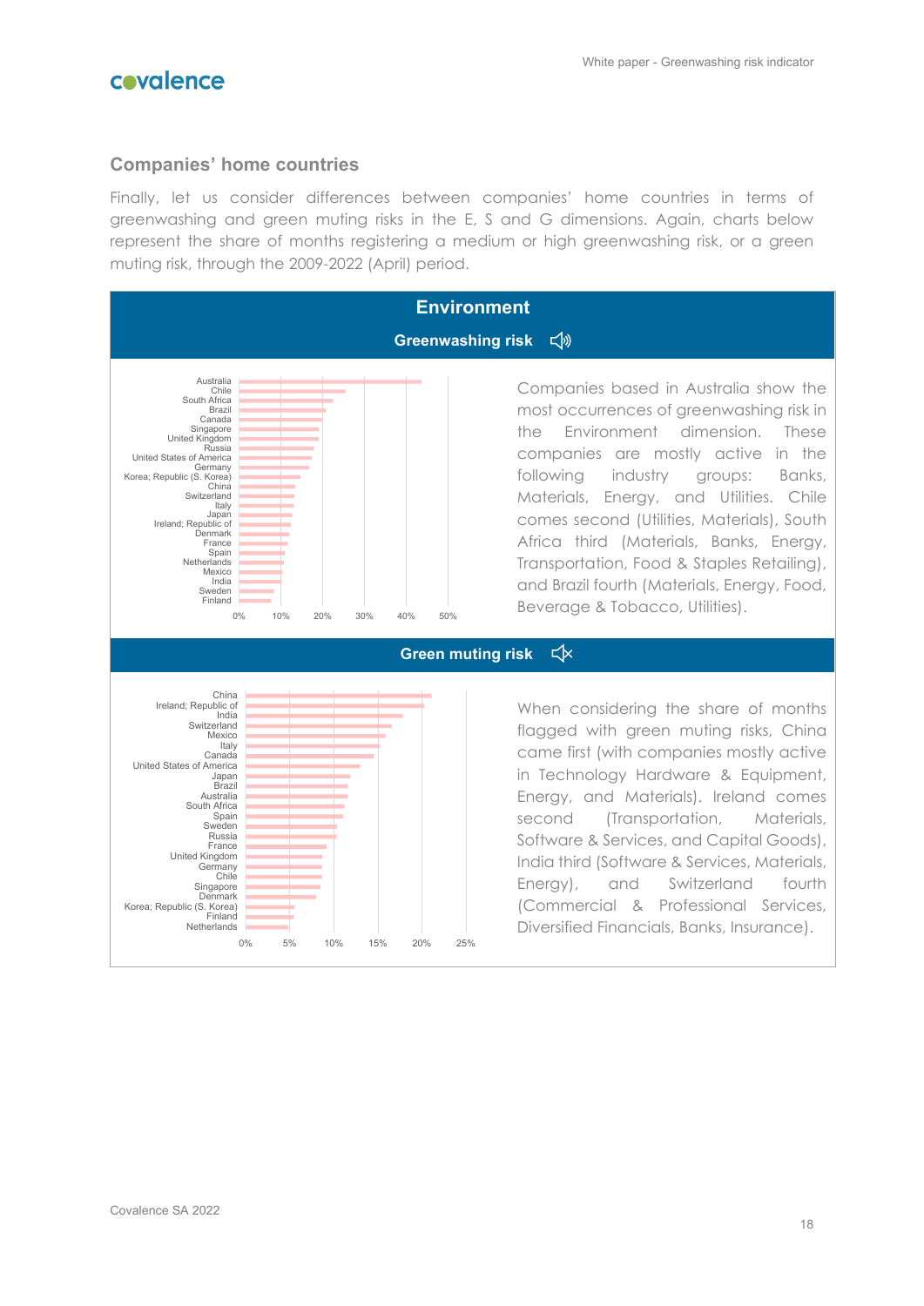## Companies' home countries

Finally, let us consider differences between companies' home countries in terms of greenwashing and green muting risks in the E, S and G dimensions. Again, charts below represent the share of months registering a medium or high greenwashing risk, or a green muting risk, through the 2009-2022 (April) period.

### Environment

#### Greenwashing risk

Australia
Chile
South Africa
Brazil
Canada
Singapore
United Kingdom
Russia
United States of America
Germany
Korea; Republic (S. Korea)
China
Switzerland
Italy
Japan
Ireland; Republic of
Denmark
France
Spain
Netherlands
Mexico
India
Sweden
Finland

0% 10% 20% 30% 40% 50%

Companies based in Australia show the most occurrences of greenwashing risk in the Environment dimension. These companies are mostly active in the following industry groups: Banks, Materials, Energy, and Utilities. Chile comes second (Utilities, Materials), South Africa third (Materials, Banks, Energy, Transportation, Food & Staples Retailing), and Brazil fourth (Materials, Energy, Food, Beverage & Tobacco, Utilities).

#### Green muting risk

China
Ireland; Republic of
India
Switzerland
Mexico
Italy
Canada
United States of America
Japan
Brazil
Australia
South Africa
Spain
Sweden
Russia
France
United Kingdom
Germany
Chile
Singapore
Denmark
Korea; Republic (S. Korea)
Finland
Netherlands

0% 5% 10% 15% 20% 25%

When considering the share of months flagged with green muting risks, China came first (with companies mostly active in Technology Hardware & Equipment, Energy, and Materials). Ireland comes second (Transportation, Materials, Software & Services, and Capital Goods), India third (Software & Services, Materials, Energy), and Switzerland fourth (Commercial & Professional Services, Diversified Financials, Banks, Insurance).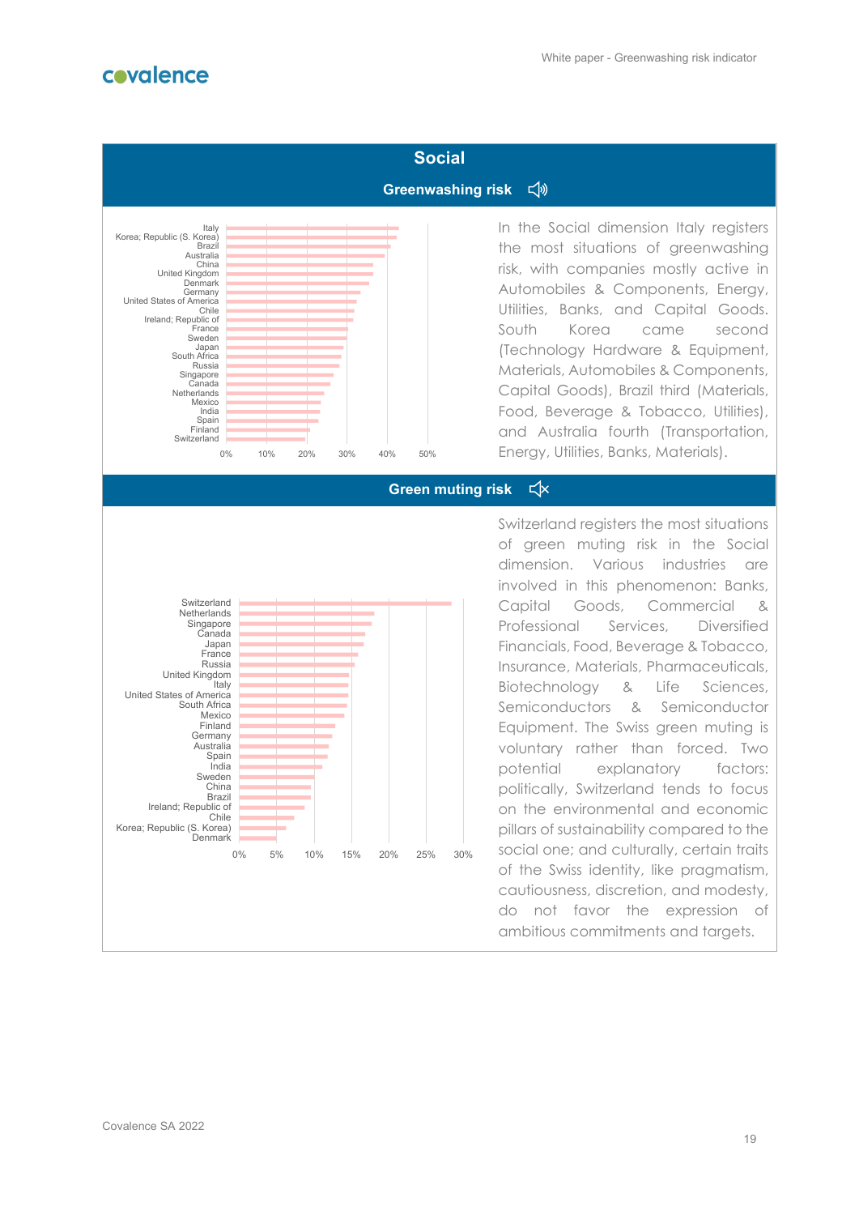## Social

### Greenwashing risk

Italy
Korea; Republic (S. Korea)
Brazil
Australia
China
United Kingdom
Denmark
Germany
United States of America
Chile
Ireland; Republic of
France
Sweden
Japan
South Africa
Russia
Singapore
Canada
Netherlands
Mexico
India
Spain
Finland
Switzerland

0% 10% 20% 30% 40% 50%

In the Social dimension Italy registers the most situations of greenwashing risk, with companies mostly active in Automobiles & Components, Energy, Utilities, Banks, and Capital Goods. South Korea came second (Technology Hardware & Equipment, Materials, Automobiles & Components, Capital Goods), Brazil third (Materials, Food, Beverage & Tobacco, Utilities), and Australia fourth (Transportation, Energy, Utilities, Banks, Materials).

### Green muting risk

Switzerland
Netherlands
Singapore
Canada
Japan
France
Russia
United Kingdom
Italy
United States of America
South Africa
Mexico
Finland
Germany
Australia
Spain
India
Sweden
China
Brazil
Ireland; Republic of
Chile
Korea; Republic (S. Korea)
Denmark

0% 5% 10% 15% 20% 25% 30%

Switzerland registers the most situations of green muting risk in the Social dimension. Various industries are involved in this phenomenon: Banks, Capital Goods, Commercial & Professional Services, Diversified Financials, Food, Beverage & Tobacco, Insurance, Materials, Pharmaceuticals, Biotechnology & Life Sciences, Semiconductors & Semiconductor Equipment. The Swiss green muting is voluntary rather than forced. Two potential explanatory factors: politically, Switzerland tends to focus on the environmental and economic pillars of sustainability compared to the social one; and culturally, certain traits of the Swiss identity, like pragmatism, cautiousness, discretion, and modesty, do not favor the expression of ambitious commitments and targets.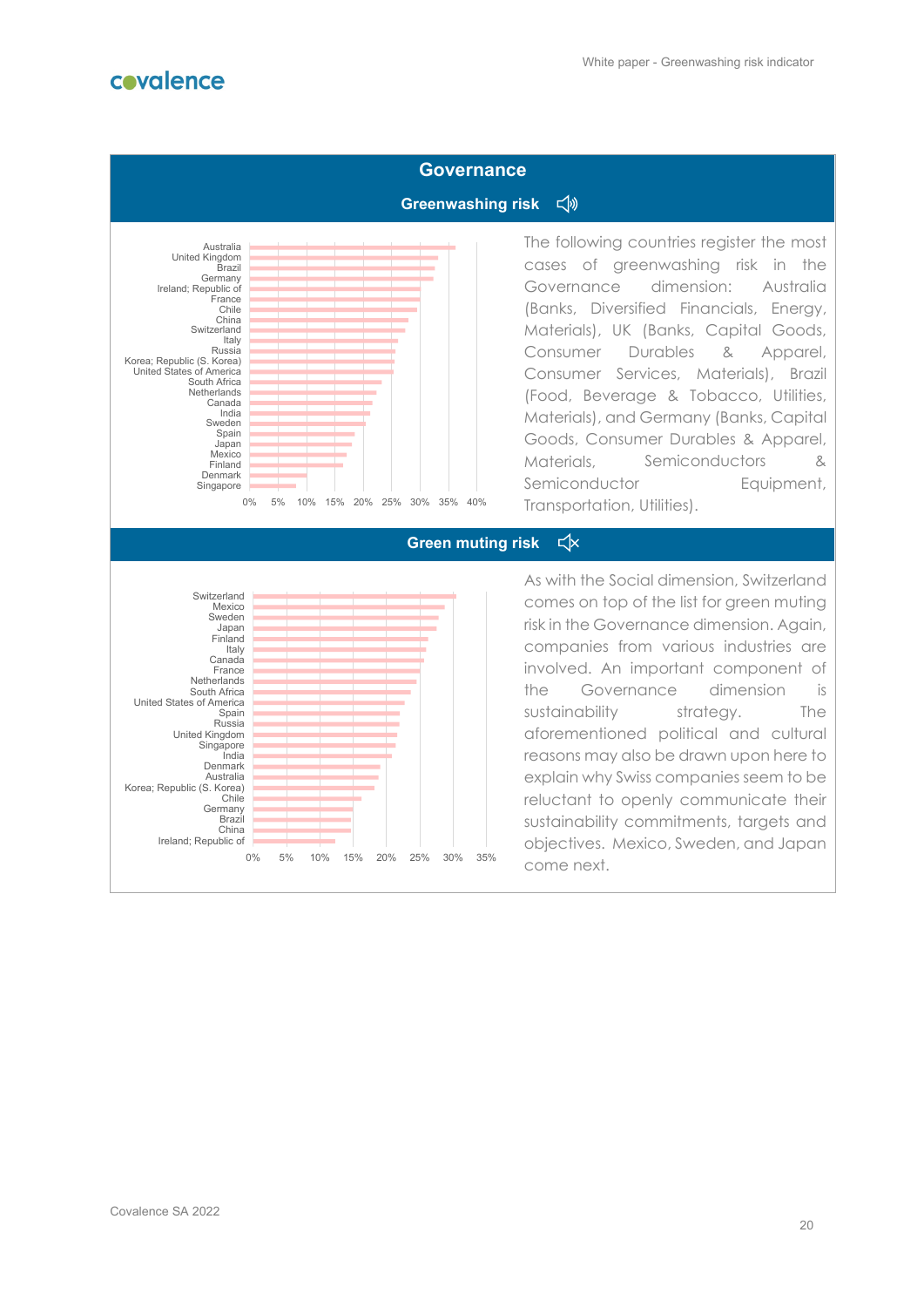## Governance

### Greenwashing risk

The following countries register the most cases of greenwashing risk in the Governance dimension: Australia (Banks, Diversified Financials, Energy, Materials), UK (Banks, Capital Goods, Consumer Durables & Apparel, Consumer Services, Materials), Brazil (Food, Beverage & Tobacco, Utilities, Materials), and Germany (Banks, Capital Goods, Consumer Durables & Apparel, Materials, Semiconductors & Semiconductor Equipment, Transportation, Utilities).

### Green muting risk

As with the Social dimension, Switzerland comes on top of the list for green muting risk in the Governance dimension. Again, companies from various industries are involved. An important component of the Governance dimension is sustainability strategy. The aforementioned political and cultural reasons may also be drawn upon here to explain why Swiss companies seem to be reluctant to openly communicate their sustainability commitments, targets and objectives. Mexico, Sweden, and Japan come next.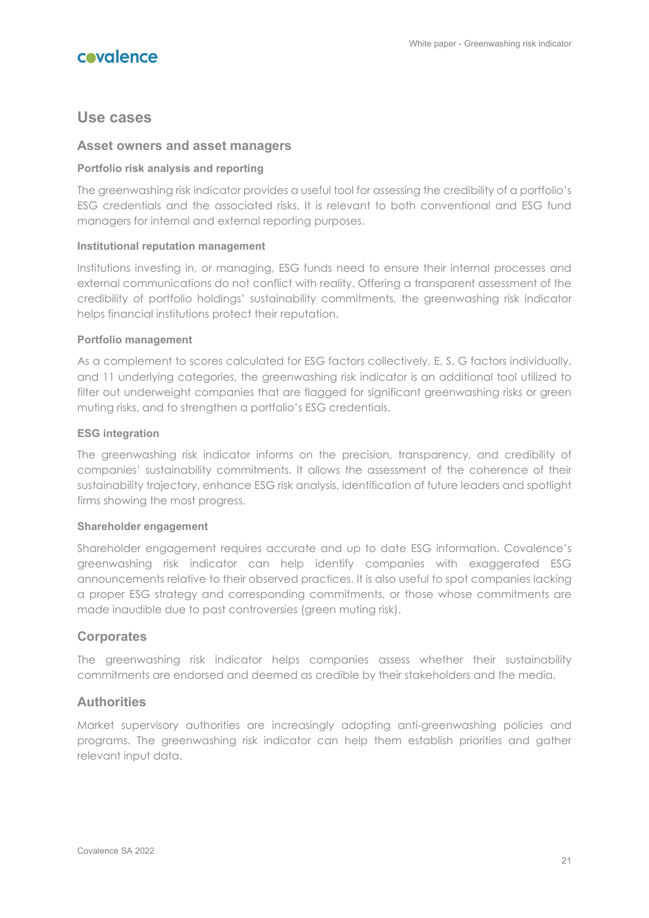## Use cases

### Asset owners and asset managers

#### Portfolio risk analysis and reporting

The greenwashing risk indicator provides a useful tool for assessing the credibility of a portfolio's ESG credentials and the associated risks. It is relevant to both conventional and ESG fund managers for internal and external reporting purposes.

#### Institutional reputation management

Institutions investing in, or managing, ESG funds need to ensure their internal processes and external communications do not conflict with reality. Offering a transparent assessment of the credibility of portfolio holdings' sustainability commitments, the greenwashing risk indicator helps financial institutions protect their reputation.

#### Portfolio management

As a complement to scores calculated for ESG factors collectively, E, S, G factors individually, and 11 underlying categories, the greenwashing risk indicator is an additional tool utilized to filter out underweight companies that are flagged for significant greenwashing risks or green muting risks, and to strengthen a portfolio's ESG credentials.

#### ESG integration

The greenwashing risk indicator informs on the precision, transparency, and credibility of companies' sustainability commitments. It allows the assessment of the coherence of their sustainability trajectory, enhance ESG risk analysis, identification of future leaders and spotlight firms showing the most progress.

#### Shareholder engagement

Shareholder engagement requires accurate and up to date ESG information. Covalence's greenwashing risk indicator can help identify companies with exaggerated ESG announcements relative to their observed practices. It is also useful to spot companies lacking a proper ESG strategy and corresponding commitments, or those whose commitments are made inaudible due to past controversies (green muting risk).

### Corporates

The greenwashing risk indicator helps companies assess whether their sustainability commitments are endorsed and deemed as credible by their stakeholders and the media.

### Authorities

Market supervisory authorities are increasingly adopting anti-greenwashing policies and programs. The greenwashing risk indicator can help them establish priorities and gather relevant input data.

Covalence SA 2022